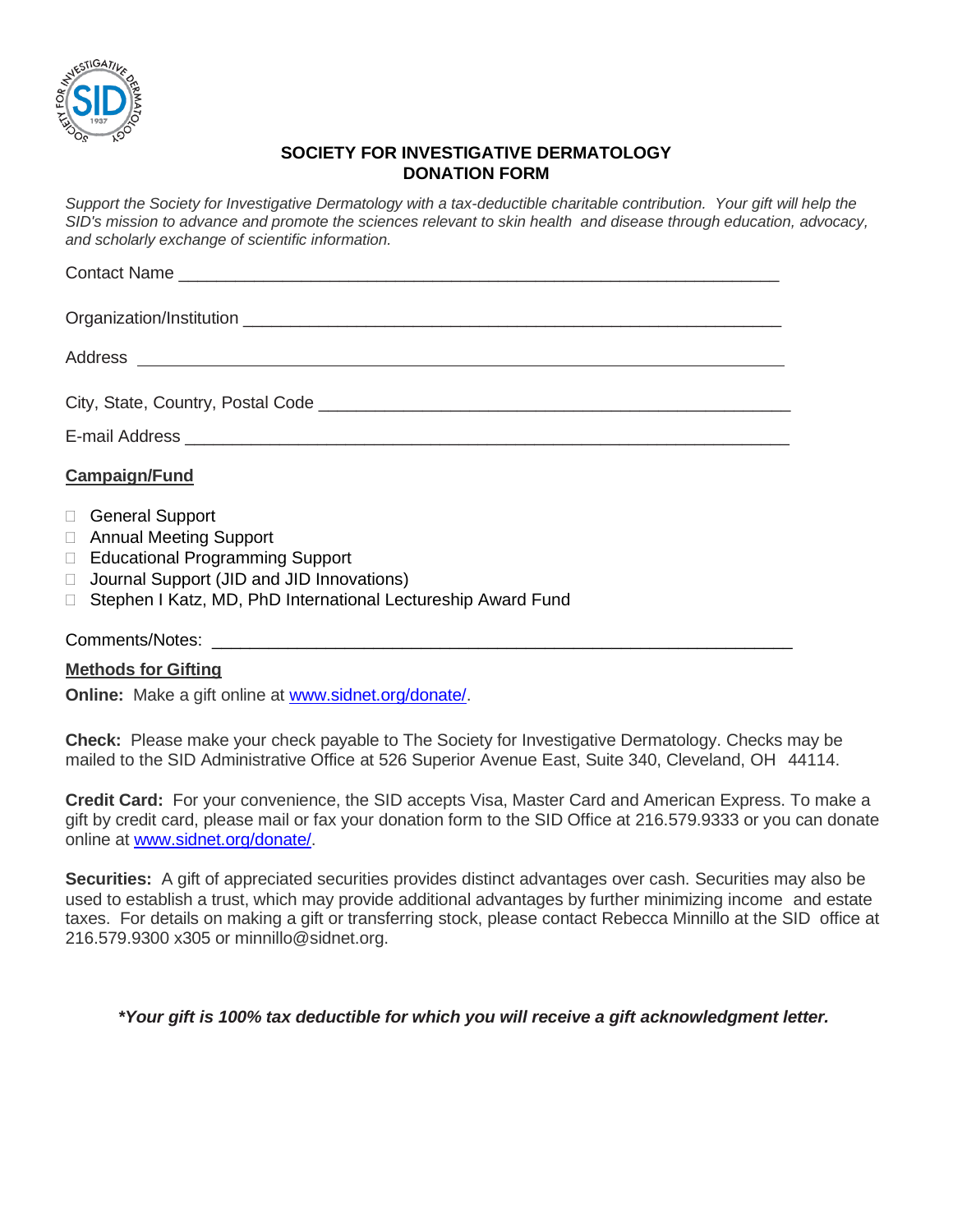# SOCIETY FOR INVESTIGATIVE DERMATOLOGY
## DONATION FORM

*Support the Society for Investigative Dermatology with a tax-deductible charitable contribution. Your gift will help the SID's mission to advance and promote the sciences relevant to skin health and disease through education, advocacy, and scholarly exchange of scientific information.*

Contact Name ____________________________________________________________

Organization/Institution ______________________________________________________

Address ________________________________________________________________

City, State, Country, Postal Code ______________________________________________

E-mail Address ___________________________________________________________

**Campaign/Fund**

- ☐ General Support
- ☐ Annual Meeting Support
- ☐ Educational Programming Support
- ☐ Journal Support (JID and JID Innovations)
- ☐ Stephen I Katz, MD, PhD International Lectureship Award Fund

Comments/Notes: _________________________________________________________

**Methods for Gifting**

**Online:** Make a gift online at www.sidnet.org/donate/.

**Check:** Please make your check payable to The Society for Investigative Dermatology. Checks may be mailed to the SID Administrative Office at 526 Superior Avenue East, Suite 340, Cleveland, OH 44114.

**Credit Card:** For your convenience, the SID accepts Visa, Master Card and American Express. To make a gift by credit card, please mail or fax your donation form to the SID Office at 216.579.9333 or you can donate online at www.sidnet.org/donate/.

**Securities:** A gift of appreciated securities provides distinct advantages over cash. Securities may also be used to establish a trust, which may provide additional advantages by further minimizing income and estate taxes. For details on making a gift or transferring stock, please contact Rebecca Minnillo at the SID office at 216.579.9300 x305 or minnillo@sidnet.org.

***Your gift is 100% tax deductible for which you will receive a gift acknowledgment letter.***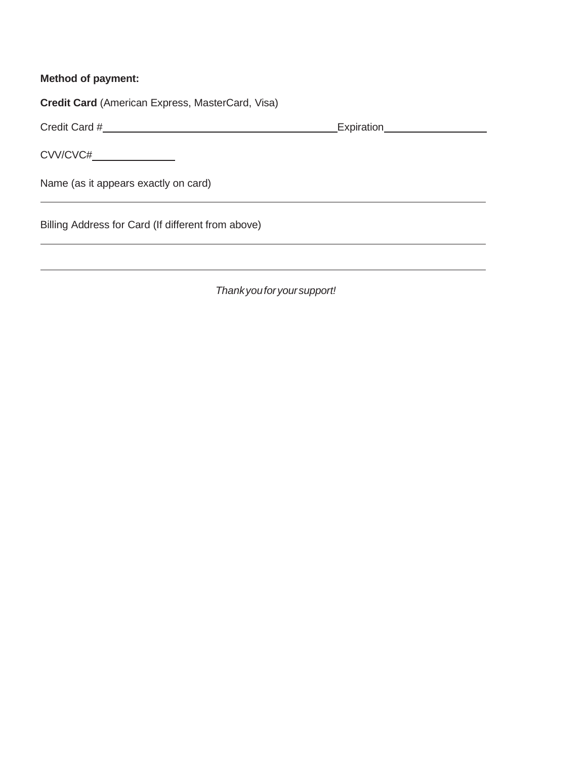**Method of payment:**

**Credit Card** (American Express, MasterCard, Visa)

Credit Card #\_\_\_\_\_\_\_\_\_\_\_\_\_\_\_\_\_\_\_\_\_\_\_\_\_\_\_\_\_\_\_\_\_\_\_\_\_\_\_\_Expiration\_\_\_\_\_\_\_\_\_\_\_\_\_\_\_\_\_\_

CVV/CVC#\_\_\_\_\_\_\_\_\_\_\_\_\_\_

Name (as it appears exactly on card)

\_\_\_\_\_\_\_\_\_\_\_\_\_\_\_\_\_\_\_\_\_\_\_\_\_\_\_\_\_\_\_\_\_\_\_\_\_\_\_\_\_\_\_\_\_\_\_\_\_\_\_\_\_\_\_\_\_\_\_\_\_\_\_\_\_\_\_\_\_\_\_\_

Billing Address for Card (If different from above)

\_\_\_\_\_\_\_\_\_\_\_\_\_\_\_\_\_\_\_\_\_\_\_\_\_\_\_\_\_\_\_\_\_\_\_\_\_\_\_\_\_\_\_\_\_\_\_\_\_\_\_\_\_\_\_\_\_\_\_\_\_\_\_\_\_\_\_\_\_\_\_\_

\_\_\_\_\_\_\_\_\_\_\_\_\_\_\_\_\_\_\_\_\_\_\_\_\_\_\_\_\_\_\_\_\_\_\_\_\_\_\_\_\_\_\_\_\_\_\_\_\_\_\_\_\_\_\_\_\_\_\_\_\_\_\_\_\_\_\_\_\_\_\_\_

*Thank you for your support!*